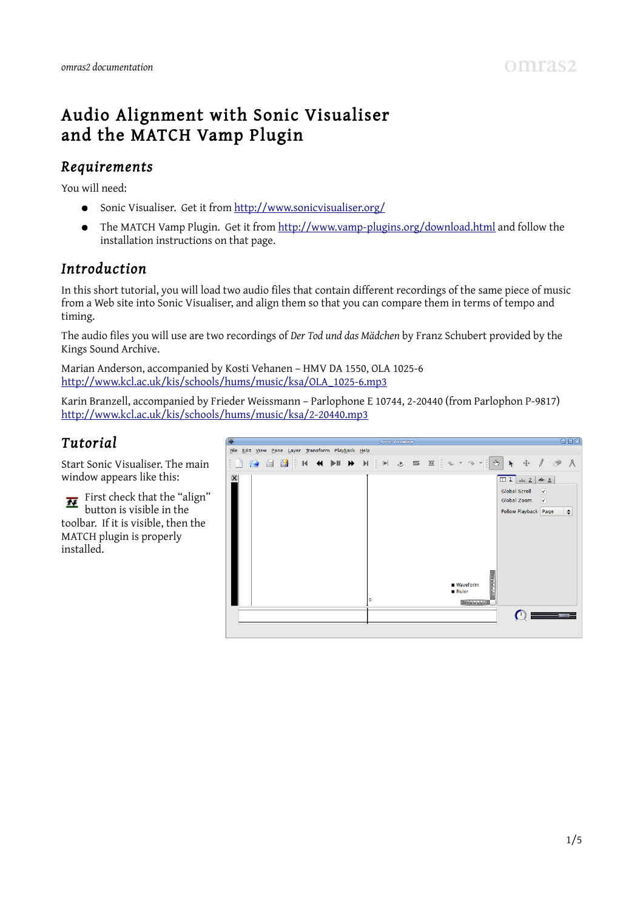# Audio Alignment with Sonic Visualiser and the MATCH Vamp Plugin

## Requirements

You will need:

- Sonic Visualiser. Get it from http://www.sonicvisualiser.org/
- The MATCH Vamp Plugin. Get it from http://www.vamp-plugins.org/download.html and follow the installation instructions on that page.

## Introduction

In this short tutorial, you will load two audio files that contain different recordings of the same piece of music from a Web site into Sonic Visualiser, and align them so that you can compare them in terms of tempo and timing.

The audio files you will use are two recordings of *Der Tod und das Mädchen* by Franz Schubert provided by the Kings Sound Archive.

Marian Anderson, accompanied by Kosti Vehanen – HMV DA 1550, OLA 1025-6
http://www.kcl.ac.uk/kis/schools/hums/music/ksa/OLA_1025-6.mp3

Karin Branzell, accompanied by Frieder Weissmann – Parlophone E 10744, 2-20440 (from Parlophon P-9817)
http://www.kcl.ac.uk/kis/schools/hums/music/ksa/2-20440.mp3

## Tutorial

Start Sonic Visualiser. The main window appears like this:

First check that the "align" button is visible in the toolbar. If it is visible, then the MATCH plugin is properly installed.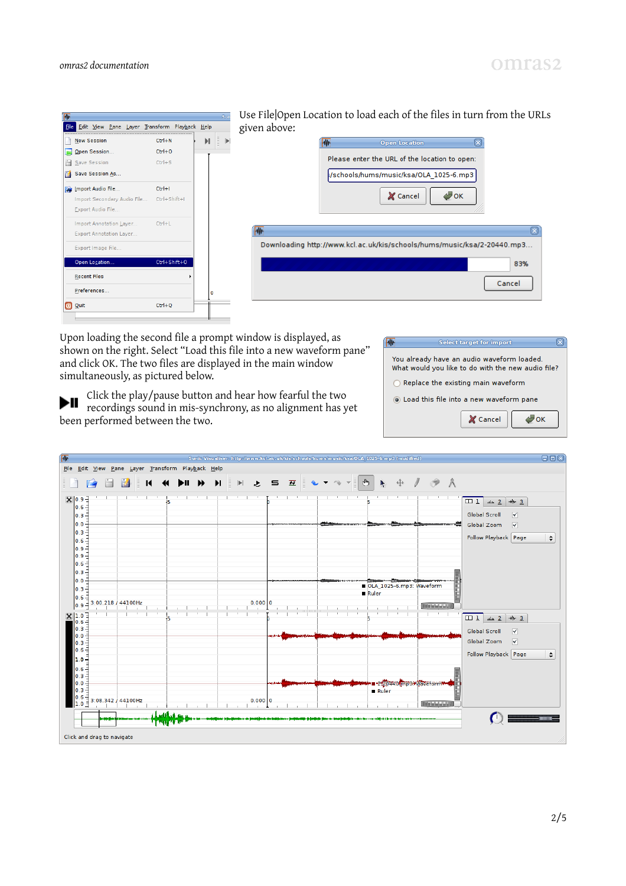Use File|Open Location to load each of the files in turn from the URLs given above:

Upon loading the second file a prompt window is displayed, as shown on the right. Select "Load this file into a new waveform pane" and click OK. The two files are displayed in the main window simultaneously, as pictured below.

Click the play/pause button and hear how fearful the two recordings sound in mis-synchrony, as no alignment has yet been performed between the two.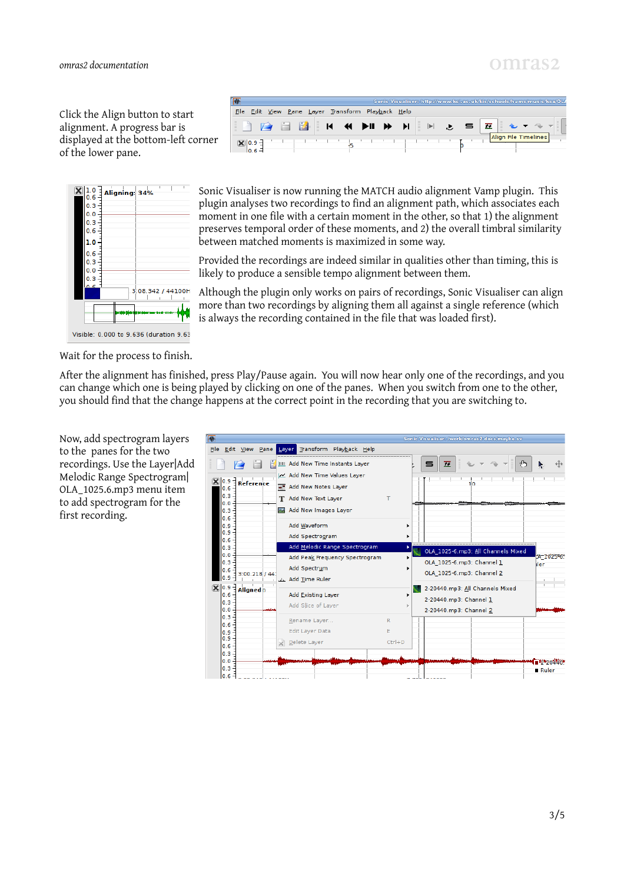Click the Align button to start alignment. A progress bar is displayed at the bottom-left corner of the lower pane.

Sonic Visualiser is now running the MATCH audio alignment Vamp plugin. This plugin analyses two recordings to find an alignment path, which associates each moment in one file with a certain moment in the other, so that 1) the alignment preserves temporal order of these moments, and 2) the overall timbral similarity between matched moments is maximized in some way.

Provided the recordings are indeed similar in qualities other than timing, this is likely to produce a sensible tempo alignment between them.

Although the plugin only works on pairs of recordings, Sonic Visualiser can align more than two recordings by aligning them all against a single reference (which is always the recording contained in the file that was loaded first).

Wait for the process to finish.

After the alignment has finished, press Play/Pause again. You will now hear only one of the recordings, and you can change which one is being played by clicking on one of the panes. When you switch from one to the other, you should find that the change happens at the correct point in the recording that you are switching to.

Now, add spectrogram layers to the panes for the two recordings. Use the Layer|Add Melodic Range Spectrogram| OLA_1025.6.mp3 menu item to add spectrogram for the first recording.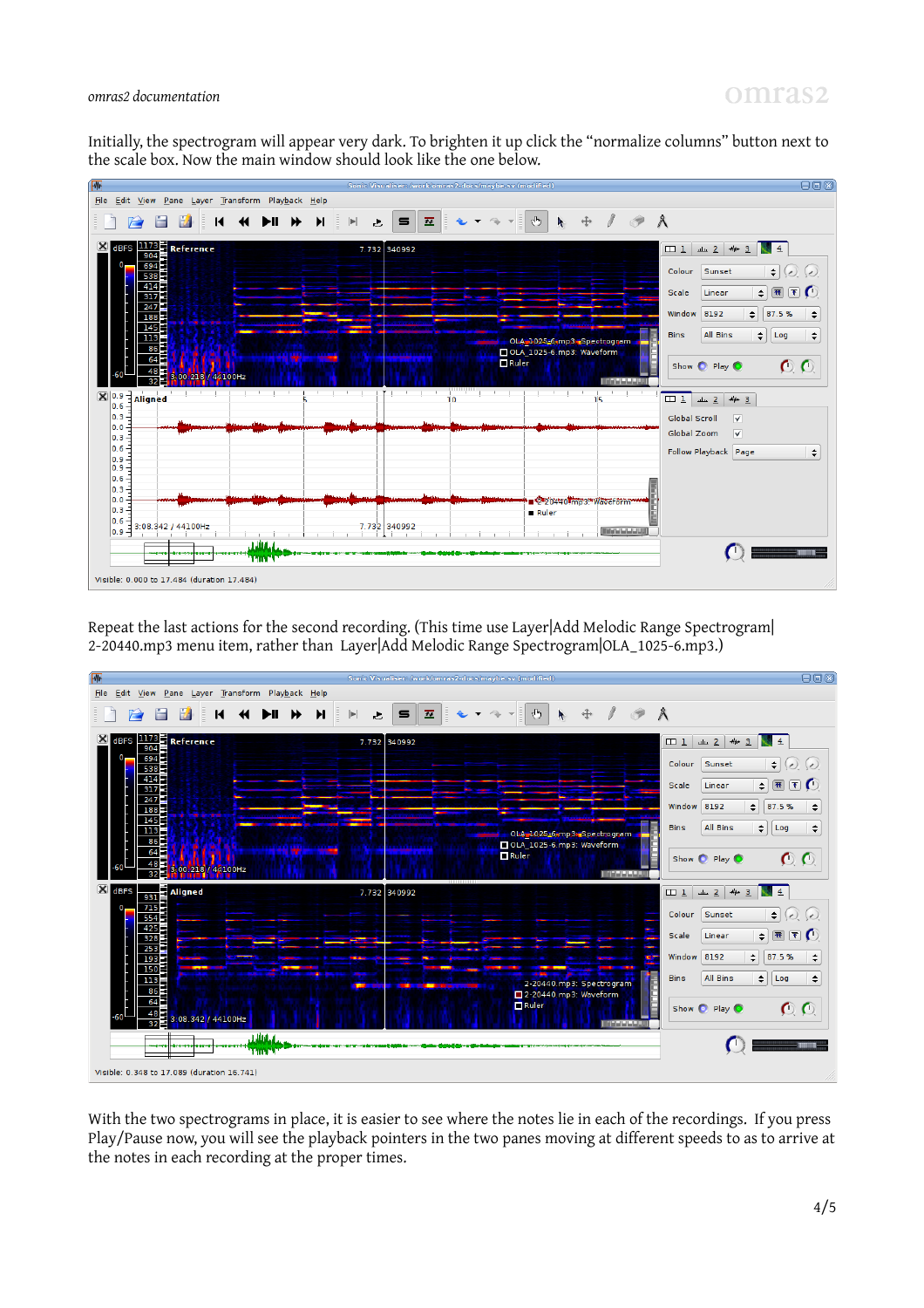Initially, the spectrogram will appear very dark. To brighten it up click the “normalize columns” button next to the scale box. Now the main window should look like the one below.

Repeat the last actions for the second recording. (This time use Layer|Add Melodic Range Spectrogram|2-20440.mp3 menu item, rather than Layer|Add Melodic Range Spectrogram|OLA_1025-6.mp3.)

With the two spectrograms in place, it is easier to see where the notes lie in each of the recordings. If you press Play/Pause now, you will see the playback pointers in the two panes moving at different speeds to as to arrive at the notes in each recording at the proper times.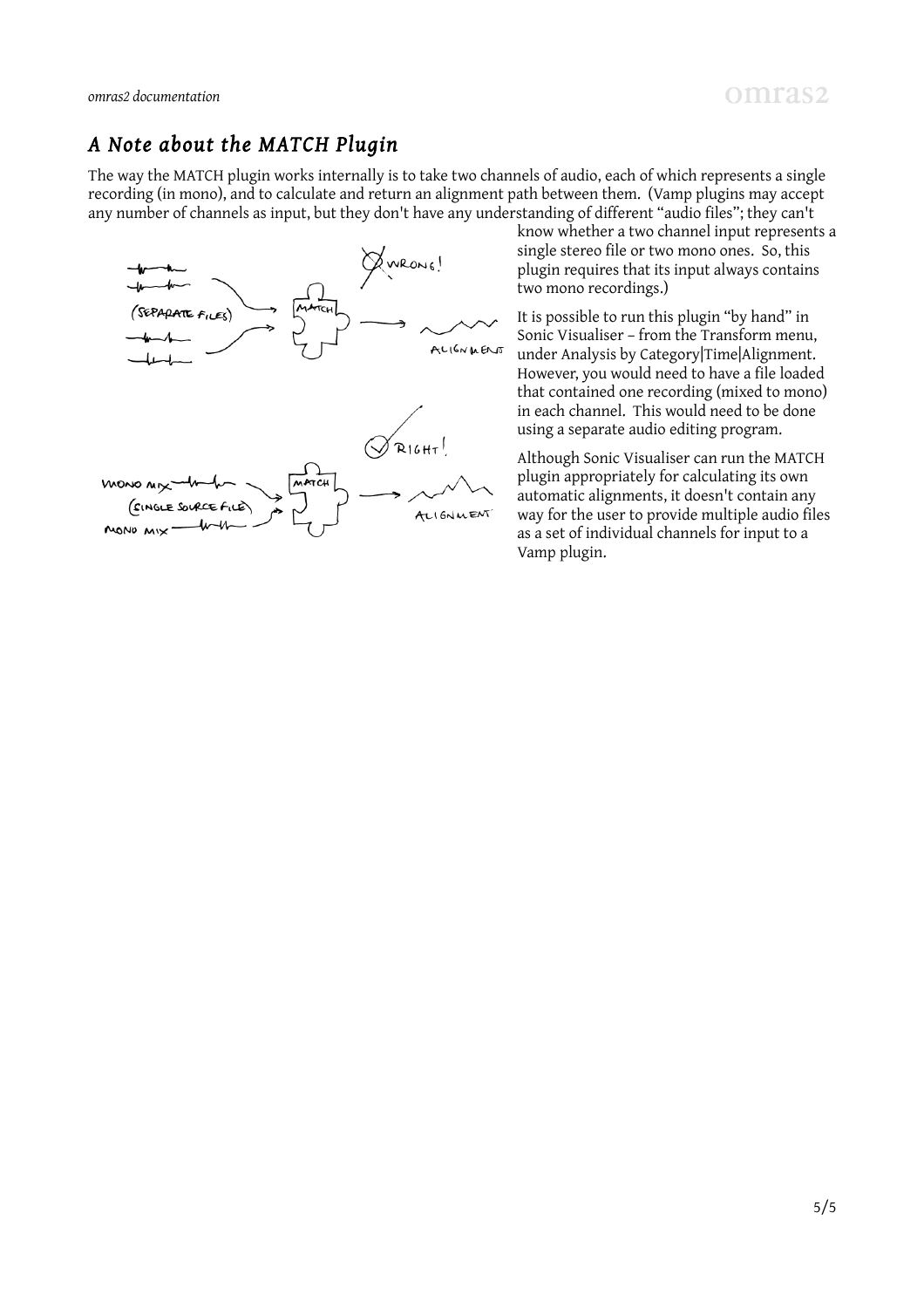## A Note about the MATCH Plugin

The way the MATCH plugin works internally is to take two channels of audio, each of which represents a single recording (in mono), and to calculate and return an alignment path between them. (Vamp plugins may accept any number of channels as input, but they don't have any understanding of different "audio files"; they can't know whether a two channel input represents a single stereo file or two mono ones. So, this plugin requires that its input always contains two mono recordings.)

WRONG!

(SEPARATE FILES)

MATCH

ALIGNMENT

RIGHT!

MONO MIX

(SINGLE SOURCE FILE)

MONO MIX

MATCH

ALIGNMENT

It is possible to run this plugin "by hand" in Sonic Visualiser – from the Transform menu, under Analysis by Category|Time|Alignment. However, you would need to have a file loaded that contained one recording (mixed to mono) in each channel. This would need to be done using a separate audio editing program.

Although Sonic Visualiser can run the MATCH plugin appropriately for calculating its own automatic alignments, it doesn't contain any way for the user to provide multiple audio files as a set of individual channels for input to a Vamp plugin.